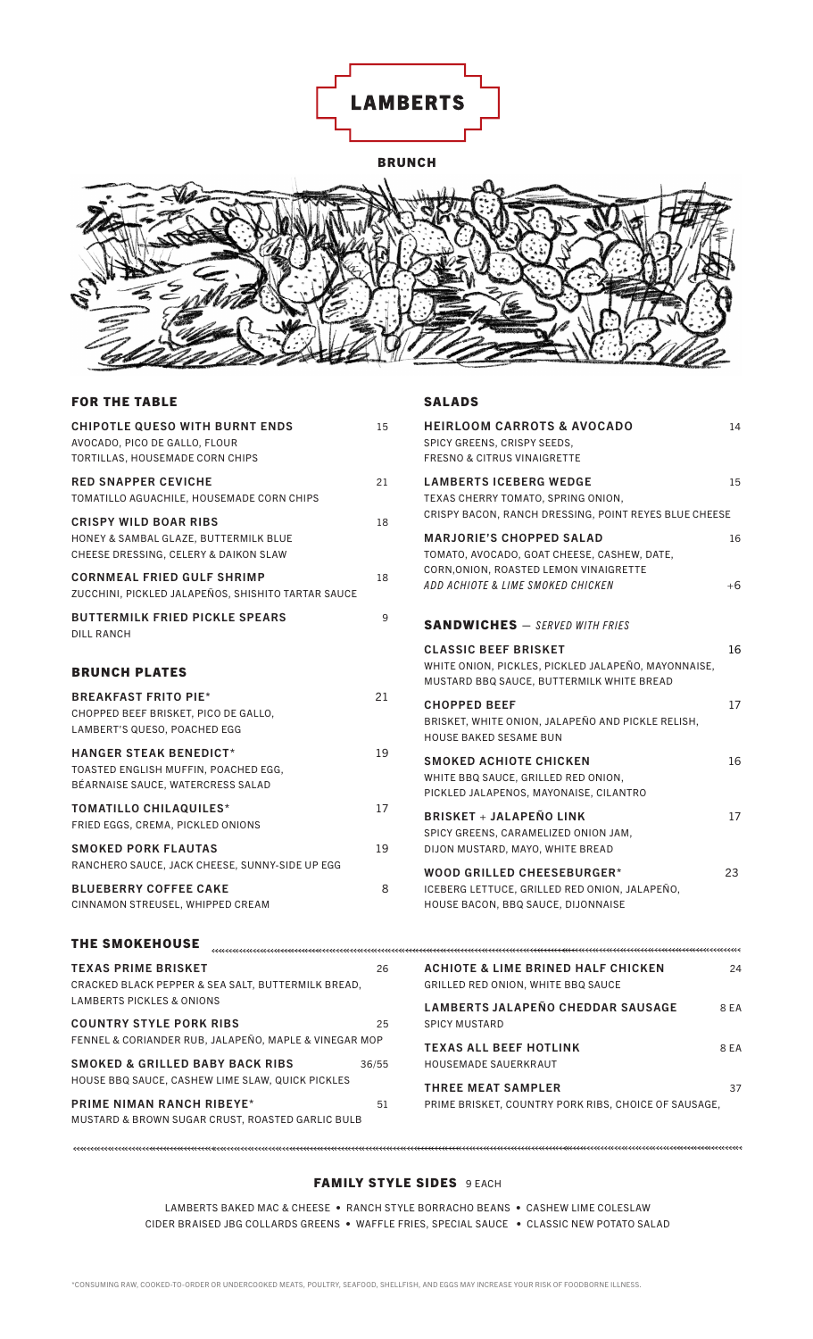# LAMBERTS

## BRUNCH

### FOR THE TABLE

**CHIPOTLE QUESO WITH BURNT ENDS** 15
AVOCADO, PICO DE GALLO, FLOUR TORTILLAS, HOUSEMADE CORN CHIPS

**RED SNAPPER CEVICHE** 21
TOMATILLO AGUACHILE, HOUSEMADE CORN CHIPS

**CRISPY WILD BOAR RIBS** 18
HONEY & SAMBAL GLAZE, BUTTERMILK BLUE CHEESE DRESSING, CELERY & DAIKON SLAW

**CORNMEAL FRIED GULF SHRIMP** 18
ZUCCHINI, PICKLED JALAPEÑOS, SHISHITO TARTAR SAUCE

**BUTTERMILK FRIED PICKLE SPEARS** 9
DILL RANCH

### BRUNCH PLATES

**BREAKFAST FRITO PIE*** 21
CHOPPED BEEF BRISKET, PICO DE GALLO, LAMBERT'S QUESO, POACHED EGG

**HANGER STEAK BENEDICT*** 19
TOASTED ENGLISH MUFFIN, POACHED EGG, BÉARNAISE SAUCE, WATERCRESS SALAD

**TOMATILLO CHILAQUILES*** 17
FRIED EGGS, CREMA, PICKLED ONIONS

**SMOKED PORK FLAUTAS** 19
RANCHERO SAUCE, JACK CHEESE, SUNNY-SIDE UP EGG

**BLUEBERRY COFFEE CAKE** 8
CINNAMON STREUSEL, WHIPPED CREAM

### SALADS

**HEIRLOOM CARROTS & AVOCADO** 14
SPICY GREENS, CRISPY SEEDS, FRESNO & CITRUS VINAIGRETTE

**LAMBERTS ICEBERG WEDGE** 15
TEXAS CHERRY TOMATO, SPRING ONION, CRISPY BACON, RANCH DRESSING, POINT REYES BLUE CHEESE

**MARJORIE'S CHOPPED SALAD** 16
TOMATO, AVOCADO, GOAT CHEESE, CASHEW, DATE, CORN,ONION, ROASTED LEMON VINAIGRETTE
*ADD ACHIOTE & LIME SMOKED CHICKEN* +6

### SANDWICHES — *SERVED WITH FRIES*

**CLASSIC BEEF BRISKET** 16
WHITE ONION, PICKLES, PICKLED JALAPEÑO, MAYONNAISE, MUSTARD BBQ SAUCE, BUTTERMILK WHITE BREAD

**CHOPPED BEEF** 17
BRISKET, WHITE ONION, JALAPEÑO AND PICKLE RELISH, HOUSE BAKED SESAME BUN

**SMOKED ACHIOTE CHICKEN** 16
WHITE BBQ SAUCE, GRILLED RED ONION, PICKLED JALAPENOS, MAYONNAISE, CILANTRO

**BRISKET + JALAPEÑO LINK** 17
SPICY GREENS, CARAMELIZED ONION JAM, DIJON MUSTARD, MAYO, WHITE BREAD

**WOOD GRILLED CHEESEBURGER*** 23
ICEBERG LETTUCE, GRILLED RED ONION, JALAPEÑO, HOUSE BACON, BBQ SAUCE, DIJONNAISE

### THE SMOKEHOUSE

**TEXAS PRIME BRISKET** 26
CRACKED BLACK PEPPER & SEA SALT, BUTTERMILK BREAD, LAMBERTS PICKLES & ONIONS

**COUNTRY STYLE PORK RIBS** 25
FENNEL & CORIANDER RUB, JALAPEÑO, MAPLE & VINEGAR MOP

**SMOKED & GRILLED BABY BACK RIBS** 36/55
HOUSE BBQ SAUCE, CASHEW LIME SLAW, QUICK PICKLES

**PRIME NIMAN RANCH RIBEYE*** 51
MUSTARD & BROWN SUGAR CRUST, ROASTED GARLIC BULB

**ACHIOTE & LIME BRINED HALF CHICKEN** 24
GRILLED RED ONION, WHITE BBQ SAUCE

**LAMBERTS JALAPEÑO CHEDDAR SAUSAGE** 8 EA
SPICY MUSTARD

**TEXAS ALL BEEF HOTLINK** 8 EA
HOUSEMADE SAUERKRAUT

**THREE MEAT SAMPLER** 37
PRIME BRISKET, COUNTRY PORK RIBS, CHOICE OF SAUSAGE,

### FAMILY STYLE SIDES 9 EACH

LAMBERTS BAKED MAC & CHEESE • RANCH STYLE BORRACHO BEANS • CASHEW LIME COLESLAW
CIDER BRAISED JBG COLLARDS GREENS • WAFFLE FRIES, SPECIAL SAUCE • CLASSIC NEW POTATO SALAD

*CONSUMING RAW, COOKED-TO-ORDER OR UNDERCOOKED MEATS, POULTRY, SEAFOOD, SHELLFISH, AND EGGS MAY INCREASE YOUR RISK OF FOODBORNE ILLNESS.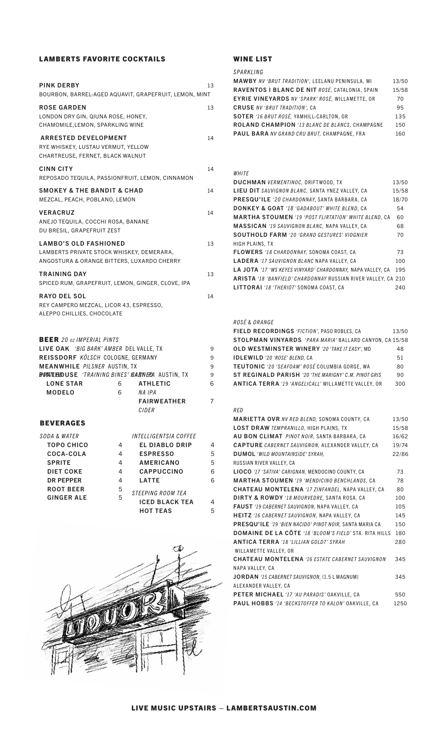## LAMBERTS FAVORITE COCKTAILS

**PINK DERBY** 13
BOURBON, BARREL-AGED AQUAVIT, GRAPEFRUIT, LEMON, MINT

**ROSE GARDEN** 13
LONDON DRY GIN, QIUNA ROSE, HONEY, CHAMOMILE,LEMON, SPARKLING WINE

**ARRESTED DEVELOPMENT** 14
RYE WHISKEY, LUSTAU VERMUT, YELLOW CHARTREUSE, FERNET, BLACK WALNUT

**CINN CITY** 14
REPOSADO TEQUILA, PASSIONFRUIT, LEMON, CINNAMON

**SMOKEY & THE BANDIT & CHAD** 14
MEZCAL, PEACH, POBLANO, LEMON

**VERACRUZ** 14
ANEJO TEQUILA, COCCHI ROSA, BANANE DU BRESIL, GRAPEFRUIT ZEST

**LAMBO'S OLD FASHIONED** 13
LAMBERTS PRIVATE STOCK WHISKEY, DEMERARA, ANGOSTURA & ORANGE BITTERS, LUXARDO CHERRY

**TRAINING DAY** 13
SPICED RUM, GRAPEFRUIT, LEMON, GINGER, CLOVE, IPA

**RAYO DEL SOL** 14
REY CAMPERO MEZCAL, LICOR 43, ESPRESSO, ALEPPO CHILLIES, CHOCOLATE

## BEER *20 oz IMPERIAL PINTS*

| | |
|---|---|
| **LIVE OAK** *'BIG BARK' AMBER* DEL VALLE, TX | 9 |
| **REISSDORF** *KÖLSCH* COLOGNE, GERMANY | 9 |
| **MEANWHILE** *PILSNER* AUSTIN, TX | 9 |
| **PINTHOUSE** *'TRAINING BINES' HAZY IPA* AUSTIN, TX | 9 |

| | | | |
|---|---|---|---|
| **LONE STAR** | 6 | **ATHLETIC** *NA IPA* | 6 |
| **MODELO** | 6 | **FAIRWEATHER** *CIDER* | 7 |

## BEVERAGES

| *SODA & WATER* | | *INTELLIGENTSIA COFFEE* | |
|---|---|---|---|
| **TOPO CHICO** | 4 | **EL DIABLO DRIP** | 4 |
| **COCA-COLA** | 4 | **ESPRESSO** | 5 |
| **SPRITE** | 4 | **AMERICANO** | 5 |
| **DIET COKE** | 4 | **CAPPUCCINO** | 6 |
| **DR PEPPER** | 4 | **LATTE** | 6 |
| **ROOT BEER** | 5 | *STEEPING ROOM TEA* | |
| **GINGER ALE** | 5 | **ICED BLACK TEA** | 4 |
| | | **HOT TEAS** | 5 |

## WINE LIST

*SPARKLING*

| | |
|---|---|
| **MAWBY** *NV 'BRUT TRADITION'*, LEELANU PENINSULA, MI | 13/50 |
| **RAVENTOS I BLANC DE NIT** *ROSÉ*, CATALONIA, SPAIN | 15/58 |
| **EYRIE VINEYARDS** *NV 'SPARK' ROSÉ*, WILLAMETTE, OR | 70 |
| **CRUSE** *NV 'BRUT TRADITION'*, CA | 95 |
| **SOTER** *'16 BRUT ROSÉ*, YAMHILL-CARLTON, OR | 135 |
| **ROLAND CHAMPION** *'13 BLANC DE BLANCS*, CHAMPAGNE | 150 |
| **PAUL BARA** *NV GRAND CRU BRUT*, CHAMPAGNE, FRA | 160 |

*WHITE*

| | |
|---|---|
| **DUCHMAN** *VERMENTINOC*, DRIFTWOOD, TX | 13/50 |
| **LIEU DIT** *SAUVIGNON BLANC*, SANTA YNEZ VALLEY, CA | 15/58 |
| **PRESQU'ILE** *'20 CHARDONNAY*, SANTA BARBARA, CA | 18/70 |
| **DONKEY & GOAT** *'18 'GADABOUT' WHITE BLEND*, CA | 54 |
| **MARTHA STOUMEN** *'19 'POST FLIRTATION' WHITE BLEND*, CA | 60 |
| **MASSICAN** *'19 SAUVIGNON BLANC*, NAPA VALLEY, CA | 68 |
| **SOUTHOLD FARM** *'20 'GRAND GESTURES' VIOGNIER* HIGH PLAINS, TX | 70 |
| **FLOWERS** *'18 CHARDONNAY*, SONOMA COAST, CA | 73 |
| **LADERA** *'17 SAUVIGNON BLANC* NAPA VALLEY, CA | 100 |
| **LA JOTA** *'17 'WS KEYES VINYARD' CHARDONNAY*, NAPA VALLEY, CA | 195 |
| **ARISTA** *'18 'BANFIELD' CHARDONNAY* RUSSIAN RIVER VALLEY, CA | 210 |
| **LITTORAI** *'18 'THERIOT'* SONOMA COAST, CA | 240 |

*ROSÉ & ORANGE*

| | |
|---|---|
| **FIELD RECORDINGS** *'FICTION'*, PASO ROBLES, CA | 13/50 |
| **STOLPMAN VINYARDS** *'PARA MARIA'* BALLARD CANYON, CA | 15/58 |
| **OLD WESTMINSTER WINERY** *'20 'TAKE IT EASY'*, MD | 48 |
| **IDLEWILD** *'20 'ROSE' BLEND*, CA | 51 |
| **TEUTONIC** *'20 'SEAFOAM' ROSÉ* COLUMBIA GORGE, WA | 80 |
| **ST REGINALD PARISH** *'20 'THE MARIGNY' C.M. PINOT GRIS* | 90 |
| **ANTICA TERRA** *'19 'ANGELICALL'* WILLAMETTE VALLEY, OR | 300 |

*RED*

| | |
|---|---|
| **MARIETTA OVR** *NV RED BLEND*, SONOMA COUNTY, CA | 13/50 |
| **LOST DRAW** *TEMPRANILLO*, HIGH PLAINS, TX | 15/58 |
| **AU BON CLIMAT** *PINOT NOIR*, SANTA BARBARA, CA | 16/62 |
| **CAPTURE** *CABERNET SAUVIGNON*, ALEXANDER VALLEY, CA | 19/74 |
| **DUMOL** *'WILD MOUNTAINSIDE' SYRAH*, RUSSIAN RIVER VALLEY, CA | 22/86 |
| **LIOCO** *'17 'SATIVA' CARIGNAN*, MENDOCINO COUNTY, CA | 73 |
| **MARTHA STOUMEN** *'19 'MENDICINO BENCHLANDS*, CA | 78 |
| **CHATEAU MONTELENA** *'17 ZINFANDEL*, NAPA VALLEY, CA | 80 |
| **DIRTY & ROWDY** *'18 MOURVEDRE*, SANTA ROSA, CA | 100 |
| **FAUST** *'19 CABERNET SAUVIGNON*, NAPA VALLEY, CA | 105 |
| **HEITZ** *'16 CABERNET SAUVIGNON*, NAPA VALLEY, CA | 145 |
| **PRESQU'ILE** *'19 'BIEN NACIDO' PINOT NOIR*, SANTA MARIA CA | 150 |
| **DOMAINE DE LA CÔTE** *'18 'BLOOM'S FIELD'* STA. RITA HILLS | 180 |
| **ANTICA TERRA** *'18 'LILLIAN GOLD?' SYRAH* WILLAMETTE VALLEY, OR | 280 |
| **CHATEAU MONTELENA** *'16 ESTATE CABERNET SAUVIGNON* NAPA VALLEY, CA | 345 |
| **JORDAN** *'15 CABERNET SAUVIGNON*, (1.5 L MAGNUM) ALEXANDER VALLEY, CA | 345 |
| **PETER MICHAEL** *'17 'AU PARADIS'* OAKVILLE, CA | 550 |
| **PAUL HOBBS** *'14 'BECKSTOFFER TO KALON'* OAKVILLE, CA | 1250 |

**LIVE MUSIC UPSTAIRS — LAMBERTSAUSTIN.COM**